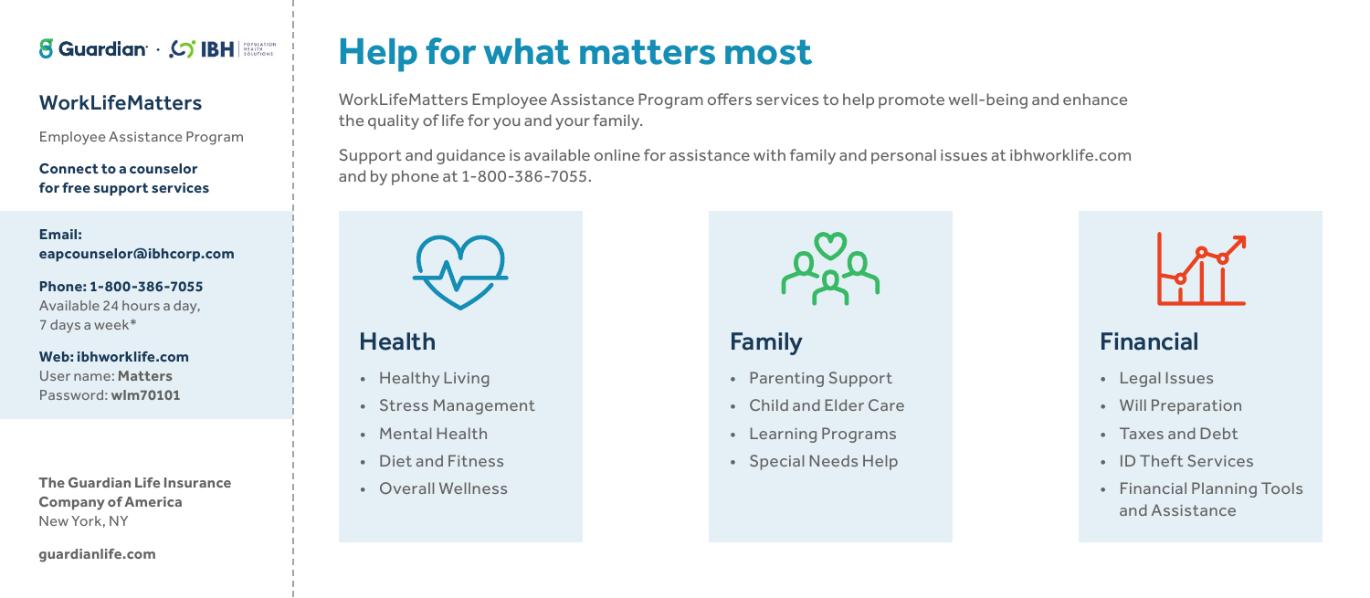Guardian · IBH Population Health Solutions

## WorkLifeMatters

Employee Assistance Program

**Connect to a counselor for free support services**

**Email:**
**eapcounselor@ibhcorp.com**

**Phone: 1-800-386-7055**
Available 24 hours a day,
7 days a week*

**Web: ibhworklife.com**
User name: **Matters**
Password: **wlm70101**

**The Guardian Life Insurance Company of America**
New York, NY

**guardianlife.com**

# Help for what matters most

WorkLifeMatters Employee Assistance Program offers services to help promote well-being and enhance the quality of life for you and your family.

Support and guidance is available online for assistance with family and personal issues at ibhworklife.com and by phone at 1-800-386-7055.

## Health

- Healthy Living
- Stress Management
- Mental Health
- Diet and Fitness
- Overall Wellness

## Family

- Parenting Support
- Child and Elder Care
- Learning Programs
- Special Needs Help

## Financial

- Legal Issues
- Will Preparation
- Taxes and Debt
- ID Theft Services
- Financial Planning Tools and Assistance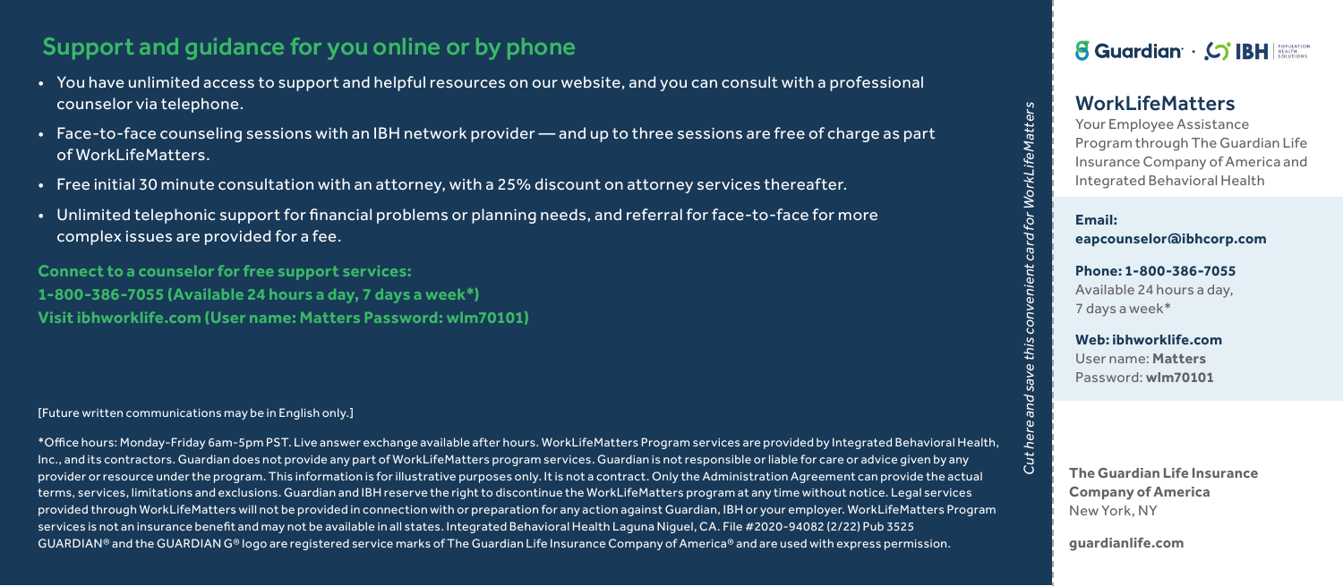## Support and guidance for you online or by phone

- You have unlimited access to support and helpful resources on our website, and you can consult with a professional counselor via telephone.
- Face-to-face counseling sessions with an IBH network provider — and up to three sessions are free of charge as part of WorkLifeMatters.
- Free initial 30 minute consultation with an attorney, with a 25% discount on attorney services thereafter.
- Unlimited telephonic support for financial problems or planning needs, and referral for face-to-face for more complex issues are provided for a fee.

**Connect to a counselor for free support services:**
**1-800-386-7055 (Available 24 hours a day, 7 days a week*)**
**Visit ibhworklife.com (User name: Matters Password: wlm70101)**

[Future written communications may be in English only.]

*Office hours: Monday-Friday 6am-5pm PST. Live answer exchange available after hours. WorkLifeMatters Program services are provided by Integrated Behavioral Health, Inc., and its contractors. Guardian does not provide any part of WorkLifeMatters program services. Guardian is not responsible or liable for care or advice given by any provider or resource under the program. This information is for illustrative purposes only. It is not a contract. Only the Administration Agreement can provide the actual terms, services, limitations and exclusions. Guardian and IBH reserve the right to discontinue the WorkLifeMatters program at any time without notice. Legal services provided through WorkLifeMatters will not be provided in connection with or preparation for any action against Guardian, IBH or your employer. WorkLifeMatters Program services is not an insurance benefit and may not be available in all states. Integrated Behavioral Health Laguna Niguel, CA. File #2020-94082 (2/22) Pub 3525
GUARDIAN® and the GUARDIAN G® logo are registered service marks of The Guardian Life Insurance Company of America® and are used with express permission.

*Cut here and save this convenient card for WorkLifeMatters*

Guardian · IBH Population Health Solutions

## WorkLifeMatters

Your Employee Assistance Program through The Guardian Life Insurance Company of America and Integrated Behavioral Health

**Email:**
**eapcounselor@ibhcorp.com**

**Phone: 1-800-386-7055**
Available 24 hours a day, 7 days a week*

**Web: ibhworklife.com**
User name: **Matters**
Password: **wlm70101**

**The Guardian Life Insurance Company of America**
New York, NY

**guardianlife.com**